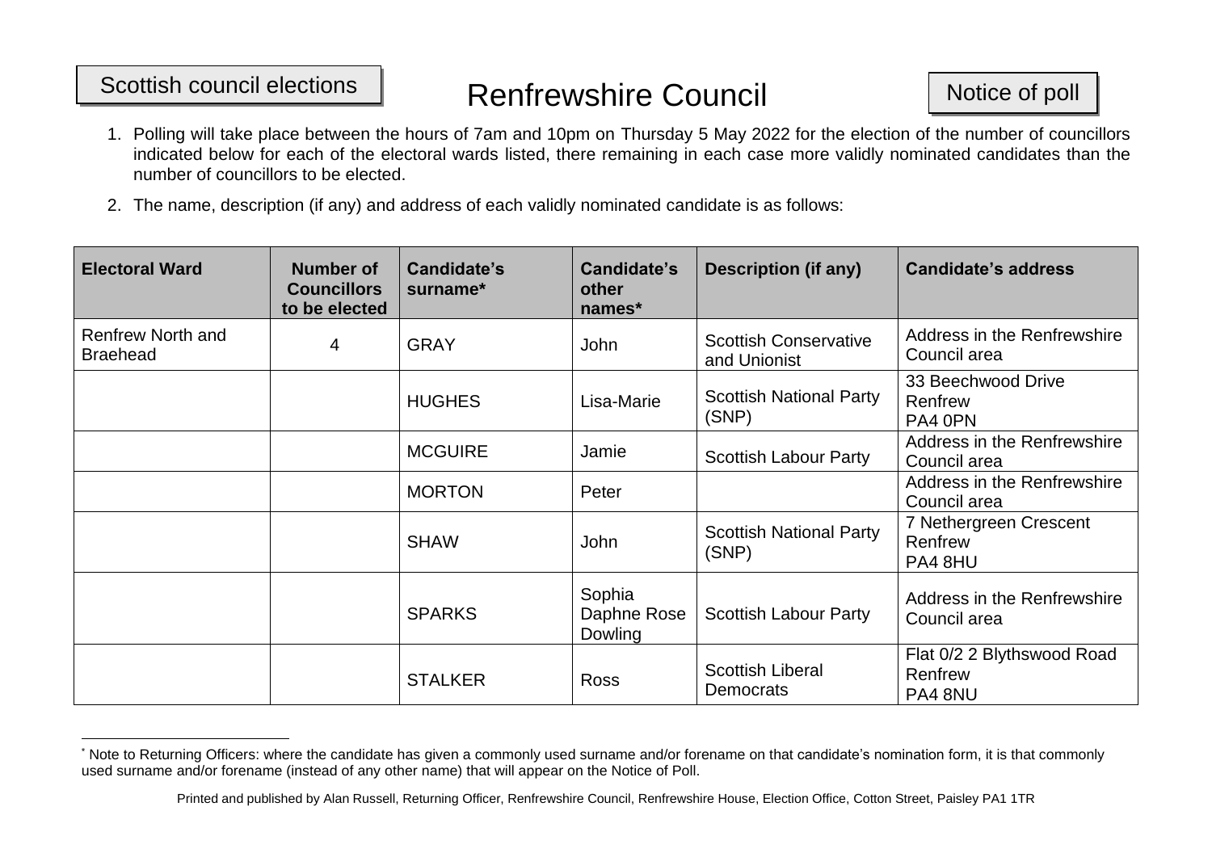Scottish council elections

# Renfrewshire Council

Notice of poll

1. Polling will take place between the hours of 7am and 10pm on Thursday 5 May 2022 for the election of the number of councillors indicated below for each of the electoral wards listed, there remaining in each case more validly nominated candidates than the number of councillors to be elected.
2. The name, description (if any) and address of each validly nominated candidate is as follows:

| Electoral Ward | Number of Councillors to be elected | Candidate's surname* | Candidate's other names* | Description (if any) | Candidate's address |
|---|---|---|---|---|---|
| Renfrew North and Braehead | 4 | GRAY | John | Scottish Conservative and Unionist | Address in the Renfrewshire Council area |
| | | HUGHES | Lisa-Marie | Scottish National Party (SNP) | 33 Beechwood Drive Renfrew PA4 0PN |
| | | MCGUIRE | Jamie | Scottish Labour Party | Address in the Renfrewshire Council area |
| | | MORTON | Peter | | Address in the Renfrewshire Council area |
| | | SHAW | John | Scottish National Party (SNP) | 7 Nethergreen Crescent Renfrew PA4 8HU |
| | | SPARKS | Sophia Daphne Rose Dowling | Scottish Labour Party | Address in the Renfrewshire Council area |
| | | STALKER | Ross | Scottish Liberal Democrats | Flat 0/2 2 Blythswood Road Renfrew PA4 8NU |

* Note to Returning Officers: where the candidate has given a commonly used surname and/or forename on that candidate's nomination form, it is that commonly used surname and/or forename (instead of any other name) that will appear on the Notice of Poll.

Printed and published by Alan Russell, Returning Officer, Renfrewshire Council, Renfrewshire House, Election Office, Cotton Street, Paisley PA1 1TR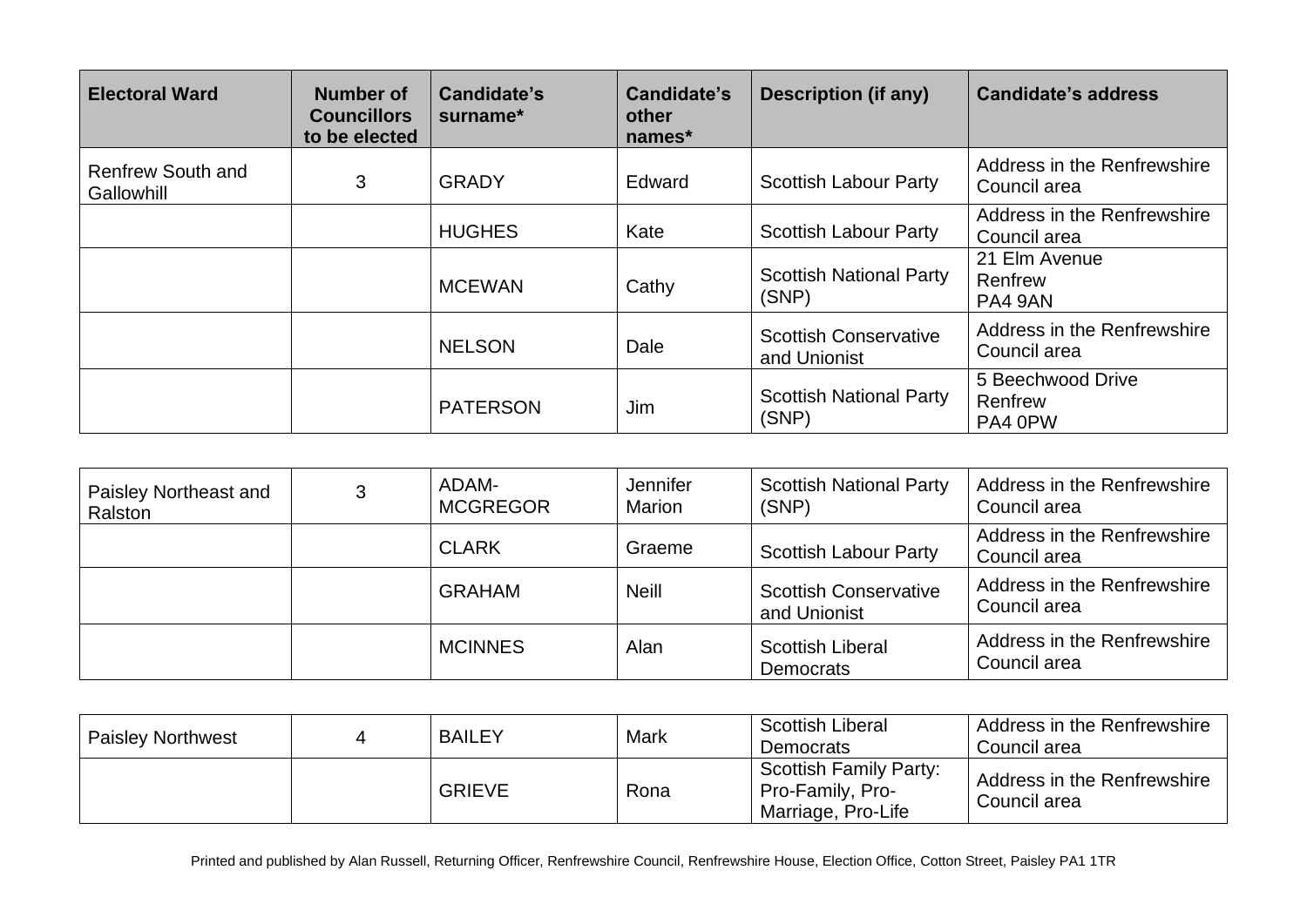| Electoral Ward | Number of Councillors to be elected | Candidate's surname* | Candidate's other names* | Description (if any) | Candidate's address |
|---|---|---|---|---|---|
| Renfrew South and Gallowhill | 3 | GRADY | Edward | Scottish Labour Party | Address in the Renfrewshire Council area |
| | | HUGHES | Kate | Scottish Labour Party | Address in the Renfrewshire Council area |
| | | MCEWAN | Cathy | Scottish National Party (SNP) | 21 Elm Avenue Renfrew PA4 9AN |
| | | NELSON | Dale | Scottish Conservative and Unionist | Address in the Renfrewshire Council area |
| | | PATERSON | Jim | Scottish National Party (SNP) | 5 Beechwood Drive Renfrew PA4 0PW |

| Electoral Ward | Number of Councillors to be elected | Candidate's surname* | Candidate's other names* | Description (if any) | Candidate's address |
|---|---|---|---|---|---|
| Paisley Northeast and Ralston | 3 | ADAM-MCGREGOR | Jennifer Marion | Scottish National Party (SNP) | Address in the Renfrewshire Council area |
| | | CLARK | Graeme | Scottish Labour Party | Address in the Renfrewshire Council area |
| | | GRAHAM | Neill | Scottish Conservative and Unionist | Address in the Renfrewshire Council area |
| | | MCINNES | Alan | Scottish Liberal Democrats | Address in the Renfrewshire Council area |

| Electoral Ward | Number of Councillors to be elected | Candidate's surname* | Candidate's other names* | Description (if any) | Candidate's address |
|---|---|---|---|---|---|
| Paisley Northwest | 4 | BAILEY | Mark | Scottish Liberal Democrats | Address in the Renfrewshire Council area |
| | | GRIEVE | Rona | Scottish Family Party: Pro-Family, Pro-Marriage, Pro-Life | Address in the Renfrewshire Council area |

Printed and published by Alan Russell, Returning Officer, Renfrewshire Council, Renfrewshire House, Election Office, Cotton Street, Paisley PA1 1TR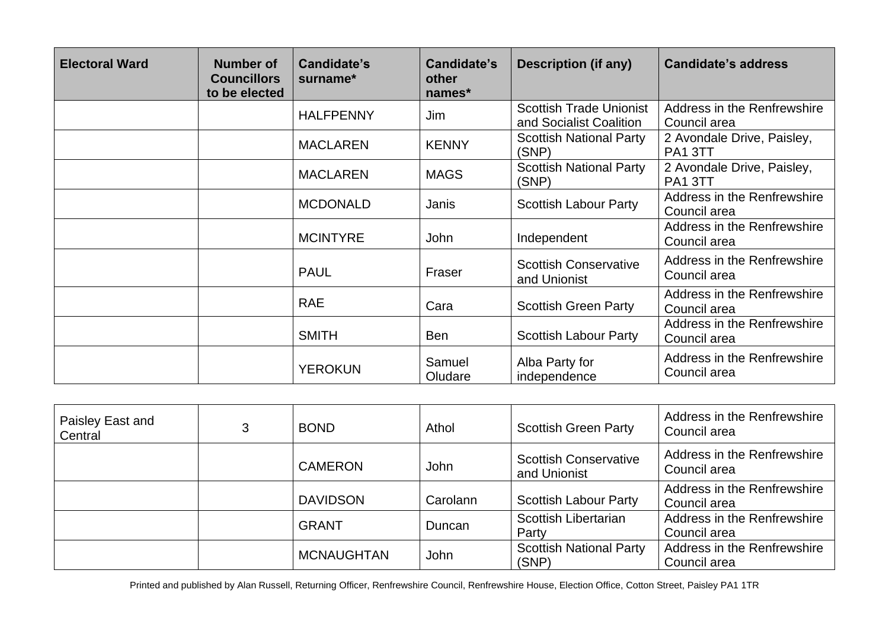| Electoral Ward | Number of Councillors to be elected | Candidate's surname* | Candidate's other names* | Description (if any) | Candidate's address |
|---|---|---|---|---|---|
| | | HALFPENNY | Jim | Scottish Trade Unionist and Socialist Coalition | Address in the Renfrewshire Council area |
| | | MACLAREN | KENNY | Scottish National Party (SNP) | 2 Avondale Drive, Paisley, PA1 3TT |
| | | MACLAREN | MAGS | Scottish National Party (SNP) | 2 Avondale Drive, Paisley, PA1 3TT |
| | | MCDONALD | Janis | Scottish Labour Party | Address in the Renfrewshire Council area |
| | | MCINTYRE | John | Independent | Address in the Renfrewshire Council area |
| | | PAUL | Fraser | Scottish Conservative and Unionist | Address in the Renfrewshire Council area |
| | | RAE | Cara | Scottish Green Party | Address in the Renfrewshire Council area |
| | | SMITH | Ben | Scottish Labour Party | Address in the Renfrewshire Council area |
| | | YEROKUN | Samuel Oludare | Alba Party for independence | Address in the Renfrewshire Council area |

| Electoral Ward | Number of Councillors to be elected | Candidate's surname* | Candidate's other names* | Description (if any) | Candidate's address |
|---|---|---|---|---|---|
| Paisley East and Central | 3 | BOND | Athol | Scottish Green Party | Address in the Renfrewshire Council area |
| | | CAMERON | John | Scottish Conservative and Unionist | Address in the Renfrewshire Council area |
| | | DAVIDSON | Carolann | Scottish Labour Party | Address in the Renfrewshire Council area |
| | | GRANT | Duncan | Scottish Libertarian Party | Address in the Renfrewshire Council area |
| | | MCNAUGHTAN | John | Scottish National Party (SNP) | Address in the Renfrewshire Council area |

Printed and published by Alan Russell, Returning Officer, Renfrewshire Council, Renfrewshire House, Election Office, Cotton Street, Paisley PA1 1TR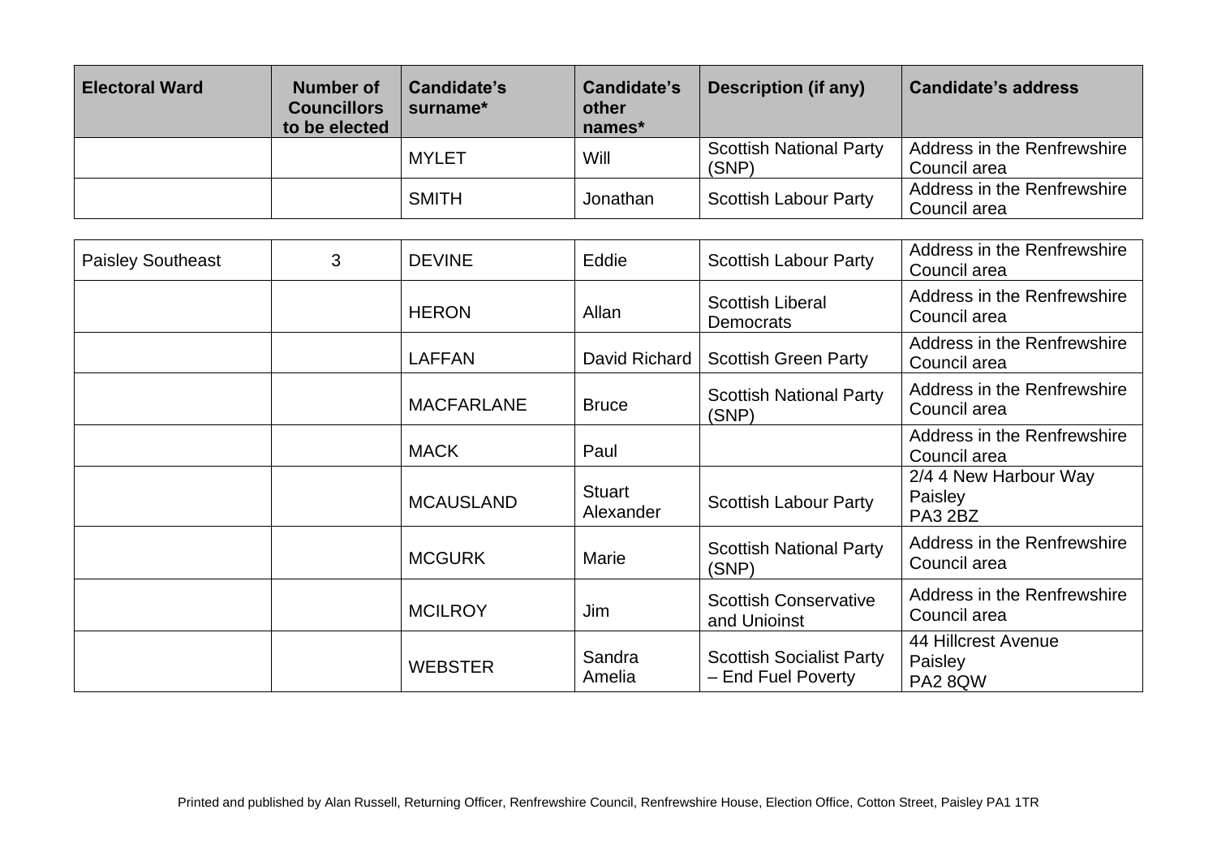| Electoral Ward | Number of Councillors to be elected | Candidate's surname* | Candidate's other names* | Description (if any) | Candidate's address |
|---|---|---|---|---|---|
| | | MYLET | Will | Scottish National Party (SNP) | Address in the Renfrewshire Council area |
| | | SMITH | Jonathan | Scottish Labour Party | Address in the Renfrewshire Council area |

| Electoral Ward | Number of Councillors to be elected | Candidate's surname* | Candidate's other names* | Description (if any) | Candidate's address |
|---|---|---|---|---|---|
| Paisley Southeast | 3 | DEVINE | Eddie | Scottish Labour Party | Address in the Renfrewshire Council area |
| | | HERON | Allan | Scottish Liberal Democrats | Address in the Renfrewshire Council area |
| | | LAFFAN | David Richard | Scottish Green Party | Address in the Renfrewshire Council area |
| | | MACFARLANE | Bruce | Scottish National Party (SNP) | Address in the Renfrewshire Council area |
| | | MACK | Paul | | Address in the Renfrewshire Council area |
| | | MCAUSLAND | Stuart Alexander | Scottish Labour Party | 2/4 4 New Harbour Way Paisley PA3 2BZ |
| | | MCGURK | Marie | Scottish National Party (SNP) | Address in the Renfrewshire Council area |
| | | MCILROY | Jim | Scottish Conservative and Unioinst | Address in the Renfrewshire Council area |
| | | WEBSTER | Sandra Amelia | Scottish Socialist Party – End Fuel Poverty | 44 Hillcrest Avenue Paisley PA2 8QW |

Printed and published by Alan Russell, Returning Officer, Renfrewshire Council, Renfrewshire House, Election Office, Cotton Street, Paisley PA1 1TR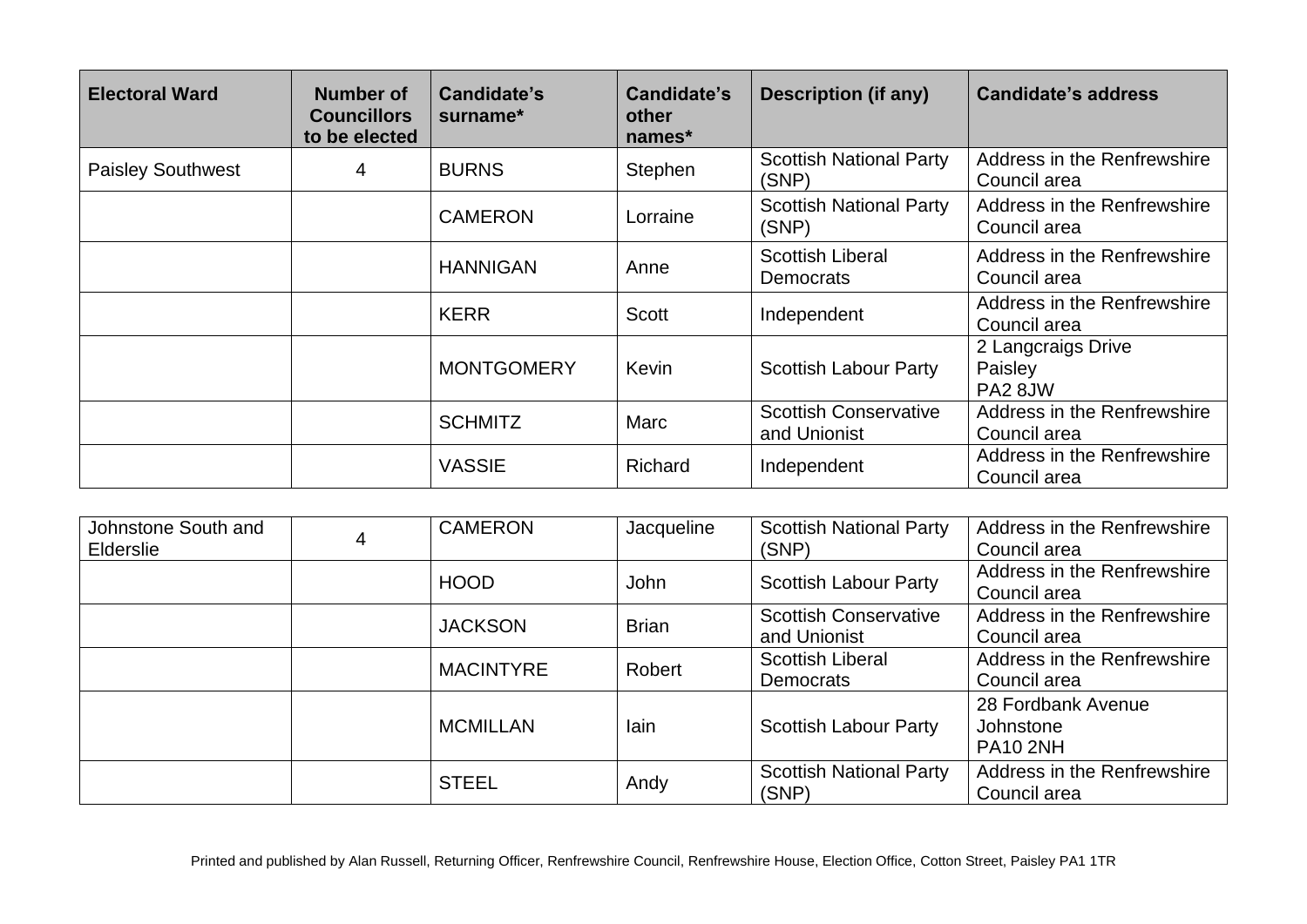| Electoral Ward | Number of Councillors to be elected | Candidate's surname* | Candidate's other names* | Description (if any) | Candidate's address |
|---|---|---|---|---|---|
| Paisley Southwest | 4 | BURNS | Stephen | Scottish National Party (SNP) | Address in the Renfrewshire Council area |
| | | CAMERON | Lorraine | Scottish National Party (SNP) | Address in the Renfrewshire Council area |
| | | HANNIGAN | Anne | Scottish Liberal Democrats | Address in the Renfrewshire Council area |
| | | KERR | Scott | Independent | Address in the Renfrewshire Council area |
| | | MONTGOMERY | Kevin | Scottish Labour Party | 2 Langcraigs Drive Paisley PA2 8JW |
| | | SCHMITZ | Marc | Scottish Conservative and Unionist | Address in the Renfrewshire Council area |
| | | VASSIE | Richard | Independent | Address in the Renfrewshire Council area |

| Electoral Ward | Number of Councillors to be elected | Candidate's surname* | Candidate's other names* | Description (if any) | Candidate's address |
|---|---|---|---|---|---|
| Johnstone South and Elderslie | 4 | CAMERON | Jacqueline | Scottish National Party (SNP) | Address in the Renfrewshire Council area |
| | | HOOD | John | Scottish Labour Party | Address in the Renfrewshire Council area |
| | | JACKSON | Brian | Scottish Conservative and Unionist | Address in the Renfrewshire Council area |
| | | MACINTYRE | Robert | Scottish Liberal Democrats | Address in the Renfrewshire Council area |
| | | MCMILLAN | Iain | Scottish Labour Party | 28 Fordbank Avenue Johnstone PA10 2NH |
| | | STEEL | Andy | Scottish National Party (SNP) | Address in the Renfrewshire Council area |

Printed and published by Alan Russell, Returning Officer, Renfrewshire Council, Renfrewshire House, Election Office, Cotton Street, Paisley PA1 1TR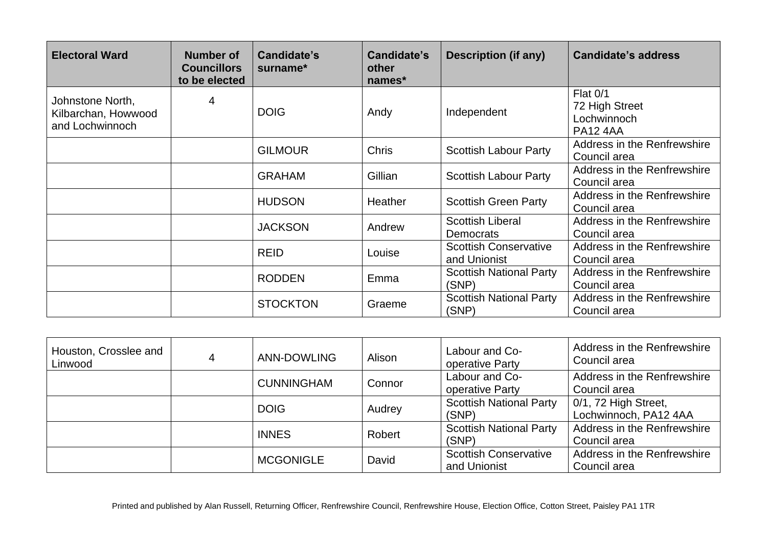| Electoral Ward | Number of Councillors to be elected | Candidate's surname* | Candidate's other names* | Description (if any) | Candidate's address |
|---|---|---|---|---|---|
| Johnstone North, Kilbarchan, Howwood and Lochwinnoch | 4 | DOIG | Andy | Independent | Flat 0/1 72 High Street Lochwinnoch PA12 4AA |
| | | GILMOUR | Chris | Scottish Labour Party | Address in the Renfrewshire Council area |
| | | GRAHAM | Gillian | Scottish Labour Party | Address in the Renfrewshire Council area |
| | | HUDSON | Heather | Scottish Green Party | Address in the Renfrewshire Council area |
| | | JACKSON | Andrew | Scottish Liberal Democrats | Address in the Renfrewshire Council area |
| | | REID | Louise | Scottish Conservative and Unionist | Address in the Renfrewshire Council area |
| | | RODDEN | Emma | Scottish National Party (SNP) | Address in the Renfrewshire Council area |
| | | STOCKTON | Graeme | Scottish National Party (SNP) | Address in the Renfrewshire Council area |

| Electoral Ward | Number of Councillors to be elected | Candidate's surname* | Candidate's other names* | Description (if any) | Candidate's address |
|---|---|---|---|---|---|
| Houston, Crosslee and Linwood | 4 | ANN-DOWLING | Alison | Labour and Co-operative Party | Address in the Renfrewshire Council area |
| | | CUNNINGHAM | Connor | Labour and Co-operative Party | Address in the Renfrewshire Council area |
| | | DOIG | Audrey | Scottish National Party (SNP) | 0/1, 72 High Street, Lochwinnoch, PA12 4AA |
| | | INNES | Robert | Scottish National Party (SNP) | Address in the Renfrewshire Council area |
| | | MCGONIGLE | David | Scottish Conservative and Unionist | Address in the Renfrewshire Council area |

Printed and published by Alan Russell, Returning Officer, Renfrewshire Council, Renfrewshire House, Election Office, Cotton Street, Paisley PA1 1TR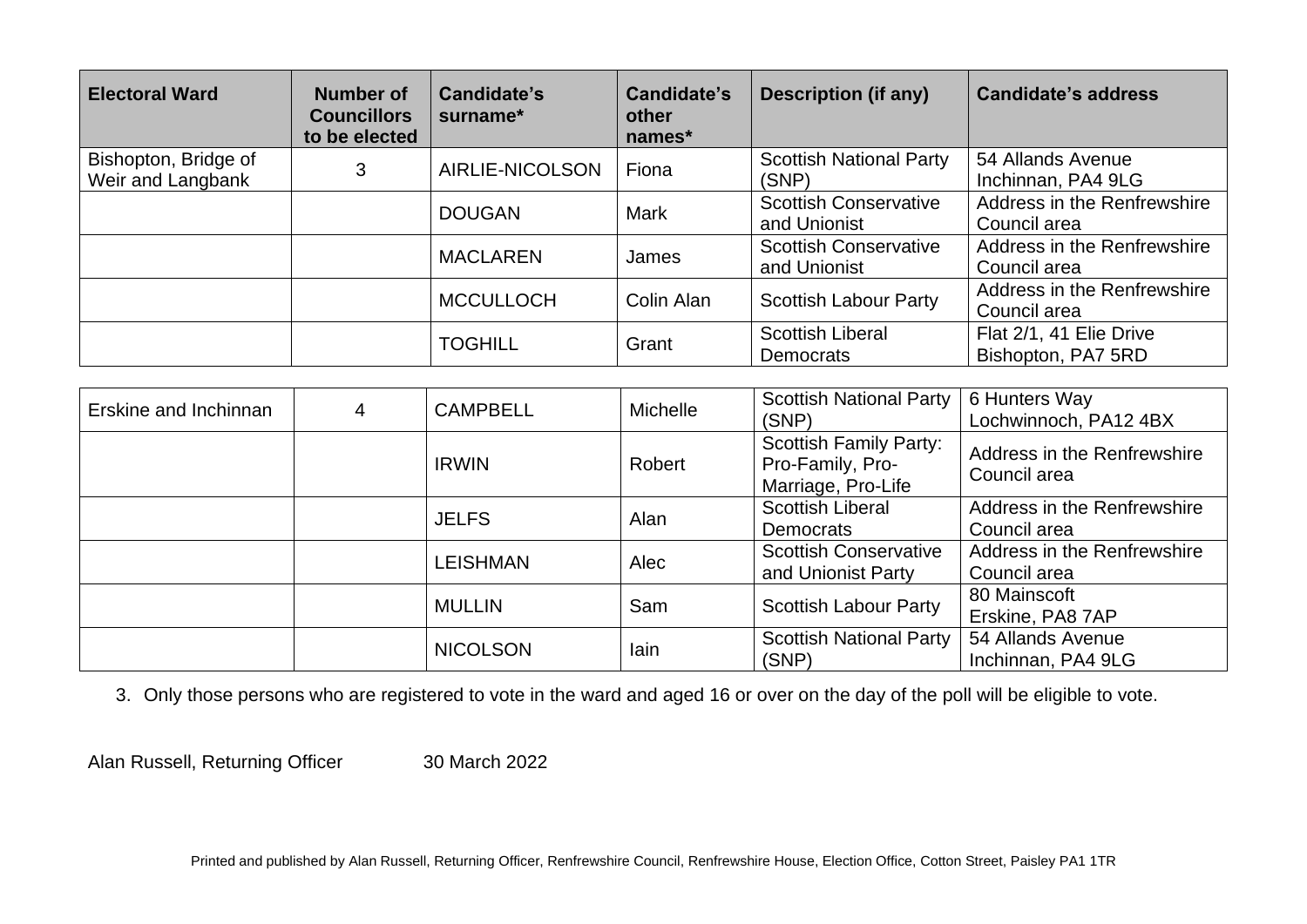| Electoral Ward | Number of Councillors to be elected | Candidate's surname* | Candidate's other names* | Description (if any) | Candidate's address |
|---|---|---|---|---|---|
| Bishopton, Bridge of Weir and Langbank | 3 | AIRLIE-NICOLSON | Fiona | Scottish National Party (SNP) | 54 Allands Avenue Inchinnan, PA4 9LG |
| | | DOUGAN | Mark | Scottish Conservative and Unionist | Address in the Renfrewshire Council area |
| | | MACLAREN | James | Scottish Conservative and Unionist | Address in the Renfrewshire Council area |
| | | MCCULLOCH | Colin Alan | Scottish Labour Party | Address in the Renfrewshire Council area |
| | | TOGHILL | Grant | Scottish Liberal Democrats | Flat 2/1, 41 Elie Drive Bishopton, PA7 5RD |
| Erskine and Inchinnan | 4 | CAMPBELL | Michelle | Scottish National Party (SNP) | 6 Hunters Way Lochwinnoch, PA12 4BX |
| | | IRWIN | Robert | Scottish Family Party: Pro-Family, Pro-Marriage, Pro-Life | Address in the Renfrewshire Council area |
| | | JELFS | Alan | Scottish Liberal Democrats | Address in the Renfrewshire Council area |
| | | LEISHMAN | Alec | Scottish Conservative and Unionist Party | Address in the Renfrewshire Council area |
| | | MULLIN | Sam | Scottish Labour Party | 80 Mainscoft Erskine, PA8 7AP |
| | | NICOLSON | Iain | Scottish National Party (SNP) | 54 Allands Avenue Inchinnan, PA4 9LG |

3. Only those persons who are registered to vote in the ward and aged 16 or over on the day of the poll will be eligible to vote.

Alan Russell, Returning Officer 30 March 2022

Printed and published by Alan Russell, Returning Officer, Renfrewshire Council, Renfrewshire House, Election Office, Cotton Street, Paisley PA1 1TR